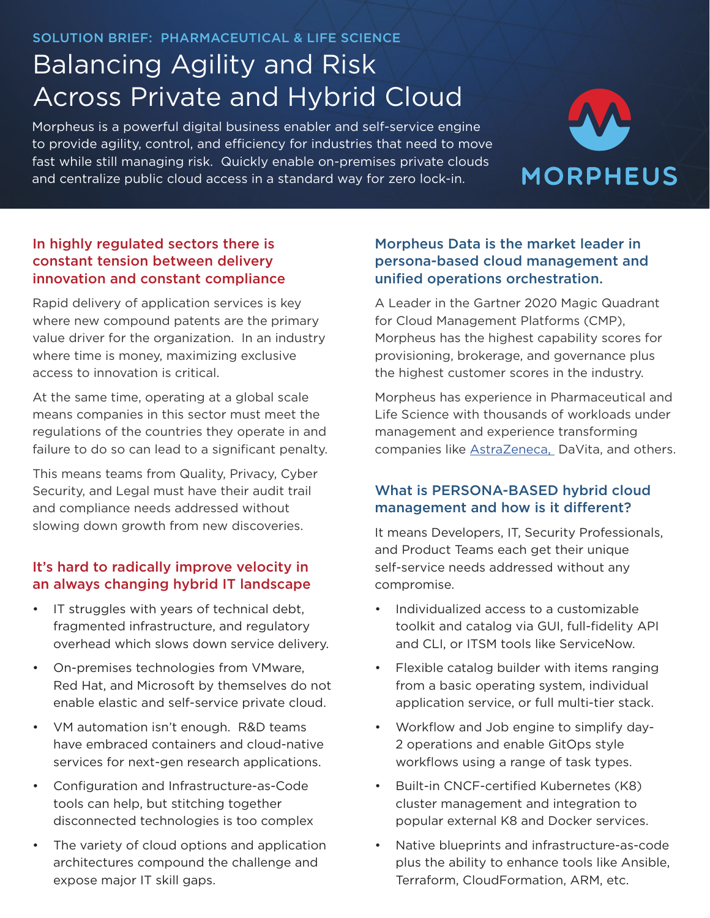SOLUTION BRIEF: PHARMACEUTICAL & LIFE SCIENCE

# Balancing Agility and Risk Across Private and Hybrid Cloud

Morpheus is a powerful digital business enabler and self-service engine to provide agility, control, and efficiency for industries that need to move fast while still managing risk. Quickly enable on-premises private clouds and centralize public cloud access in a standard way for zero lock-in.

MORPHEUS

## In highly regulated sectors there is constant tension between delivery innovation and constant compliance

Rapid delivery of application services is key where new compound patents are the primary value driver for the organization. In an industry where time is money, maximizing exclusive access to innovation is critical.

At the same time, operating at a global scale means companies in this sector must meet the regulations of the countries they operate in and failure to do so can lead to a significant penalty.

This means teams from Quality, Privacy, Cyber Security, and Legal must have their audit trail and compliance needs addressed without slowing down growth from new discoveries.

## It's hard to radically improve velocity in an always changing hybrid IT landscape

- IT struggles with years of technical debt, fragmented infrastructure, and regulatory overhead which slows down service delivery.
- On-premises technologies from VMware, Red Hat, and Microsoft by themselves do not enable elastic and self-service private cloud.
- VM automation isn't enough. R&D teams have embraced containers and cloud-native services for next-gen research applications.
- Configuration and Infrastructure-as-Code tools can help, but stitching together disconnected technologies is too complex
- The variety of cloud options and application architectures compound the challenge and expose major IT skill gaps.

## Morpheus Data is the market leader in persona-based cloud management and unified operations orchestration.

A Leader in the Gartner 2020 Magic Quadrant for Cloud Management Platforms (CMP), Morpheus has the highest capability scores for provisioning, brokerage, and governance plus the highest customer scores in the industry.

Morpheus has experience in Pharmaceutical and Life Science with thousands of workloads under management and experience transforming companies like AstraZeneca, DaVita, and others.

## What is PERSONA-BASED hybrid cloud management and how is it different?

It means Developers, IT, Security Professionals, and Product Teams each get their unique self-service needs addressed without any compromise.

- Individualized access to a customizable toolkit and catalog via GUI, full-fidelity API and CLI, or ITSM tools like ServiceNow.
- Flexible catalog builder with items ranging from a basic operating system, individual application service, or full multi-tier stack.
- Workflow and Job engine to simplify day-2 operations and enable GitOps style workflows using a range of task types.
- Built-in CNCF-certified Kubernetes (K8) cluster management and integration to popular external K8 and Docker services.
- Native blueprints and infrastructure-as-code plus the ability to enhance tools like Ansible, Terraform, CloudFormation, ARM, etc.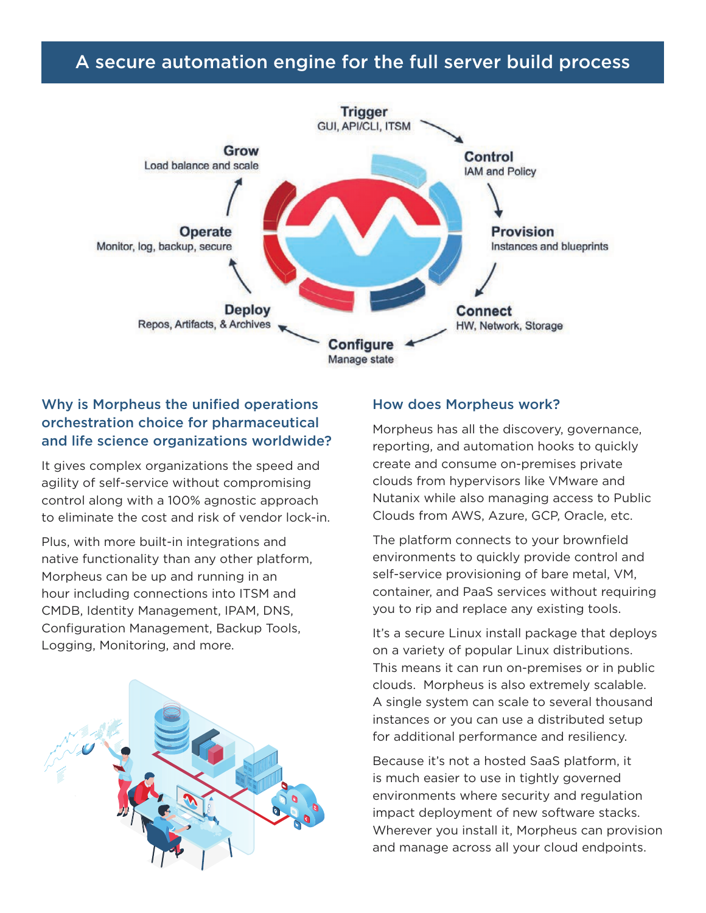## A secure automation engine for the full server build process

**Trigger**
GUI, API/CLI, ITSM

**Control**
IAM and Policy

**Provision**
Instances and blueprints

**Connect**
HW, Network, Storage

**Configure**
Manage state

**Deploy**
Repos, Artifacts, & Archives

**Operate**
Monitor, log, backup, secure

**Grow**
Load balance and scale

### Why is Morpheus the unified operations orchestration choice for pharmaceutical and life science organizations worldwide?

It gives complex organizations the speed and agility of self-service without compromising control along with a 100% agnostic approach to eliminate the cost and risk of vendor lock-in.

Plus, with more built-in integrations and native functionality than any other platform, Morpheus can be up and running in an hour including connections into ITSM and CMDB, Identity Management, IPAM, DNS, Configuration Management, Backup Tools, Logging, Monitoring, and more.

### How does Morpheus work?

Morpheus has all the discovery, governance, reporting, and automation hooks to quickly create and consume on-premises private clouds from hypervisors like VMware and Nutanix while also managing access to Public Clouds from AWS, Azure, GCP, Oracle, etc.

The platform connects to your brownfield environments to quickly provide control and self-service provisioning of bare metal, VM, container, and PaaS services without requiring you to rip and replace any existing tools.

It's a secure Linux install package that deploys on a variety of popular Linux distributions. This means it can run on-premises or in public clouds. Morpheus is also extremely scalable. A single system can scale to several thousand instances or you can use a distributed setup for additional performance and resiliency.

Because it's not a hosted SaaS platform, it is much easier to use in tightly governed environments where security and regulation impact deployment of new software stacks. Wherever you install it, Morpheus can provision and manage across all your cloud endpoints.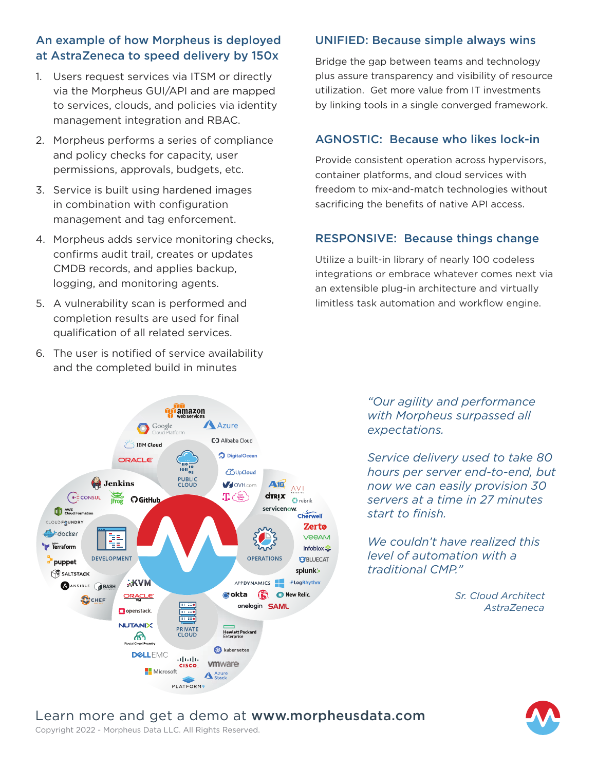## An example of how Morpheus is deployed at AstraZeneca to speed delivery by 150x

1. Users request services via ITSM or directly via the Morpheus GUI/API and are mapped to services, clouds, and policies via identity management integration and RBAC.
2. Morpheus performs a series of compliance and policy checks for capacity, user permissions, approvals, budgets, etc.
3. Service is built using hardened images in combination with configuration management and tag enforcement.
4. Morpheus adds service monitoring checks, confirms audit trail, creates or updates CMDB records, and applies backup, logging, and monitoring agents.
5. A vulnerability scan is performed and completion results are used for final qualification of all related services.
6. The user is notified of service availability and the completed build in minutes

## UNIFIED: Because simple always wins

Bridge the gap between teams and technology plus assure transparency and visibility of resource utilization. Get more value from IT investments by linking tools in a single converged framework.

## AGNOSTIC: Because who likes lock-in

Provide consistent operation across hypervisors, container platforms, and cloud services with freedom to mix-and-match technologies without sacrificing the benefits of native API access.

## RESPONSIVE: Because things change

Utilize a built-in library of nearly 100 codeless integrations or embrace whatever comes next via an extensible plug-in architecture and virtually limitless task automation and workflow engine.

PUBLIC CLOUD
amazon web services
Google Cloud Platform
Azure
IBM Cloud
Alibaba Cloud
ORACLE
DigitalOcean
UpCloud
OVH.com

DEVELOPMENT
Jenkins
CONSUL
JFrog
GitHub
AWS Cloud Formation
CLOUD FOUNDRY
docker
Terraform
puppet
SALTSTACK
ANSIBLE
BASH
CHEF

OPERATIONS
A10
AVI
citrix
rubrik
servicenow
Cherwell
Zerto
veeam
Infoblox
BLUECAT
splunk
APPDYNAMICS
LogRhythm
okta
New Relic
onelogin
SAML

PRIVATE CLOUD
KVM
ORACLE VM
openstack.
NUTANIX
Pivotal Cloud Foundry
DELL EMC
Microsoft
cisco
vmware
Azure Stack
Hewlett Packard Enterprise
kubernetes
PLATFORM9

*"Our agility and performance with Morpheus surpassed all expectations.*

*Service delivery used to take 80 hours per server end-to-end, but now we can easily provision 30 servers at a time in 27 minutes start to finish.*

*We couldn't have realized this level of automation with a traditional CMP."*

*Sr. Cloud Architect*
*AstraZeneca*

Learn more and get a demo at **www.morpheusdata.com**

Copyright 2022 - Morpheus Data LLC. All Rights Reserved.